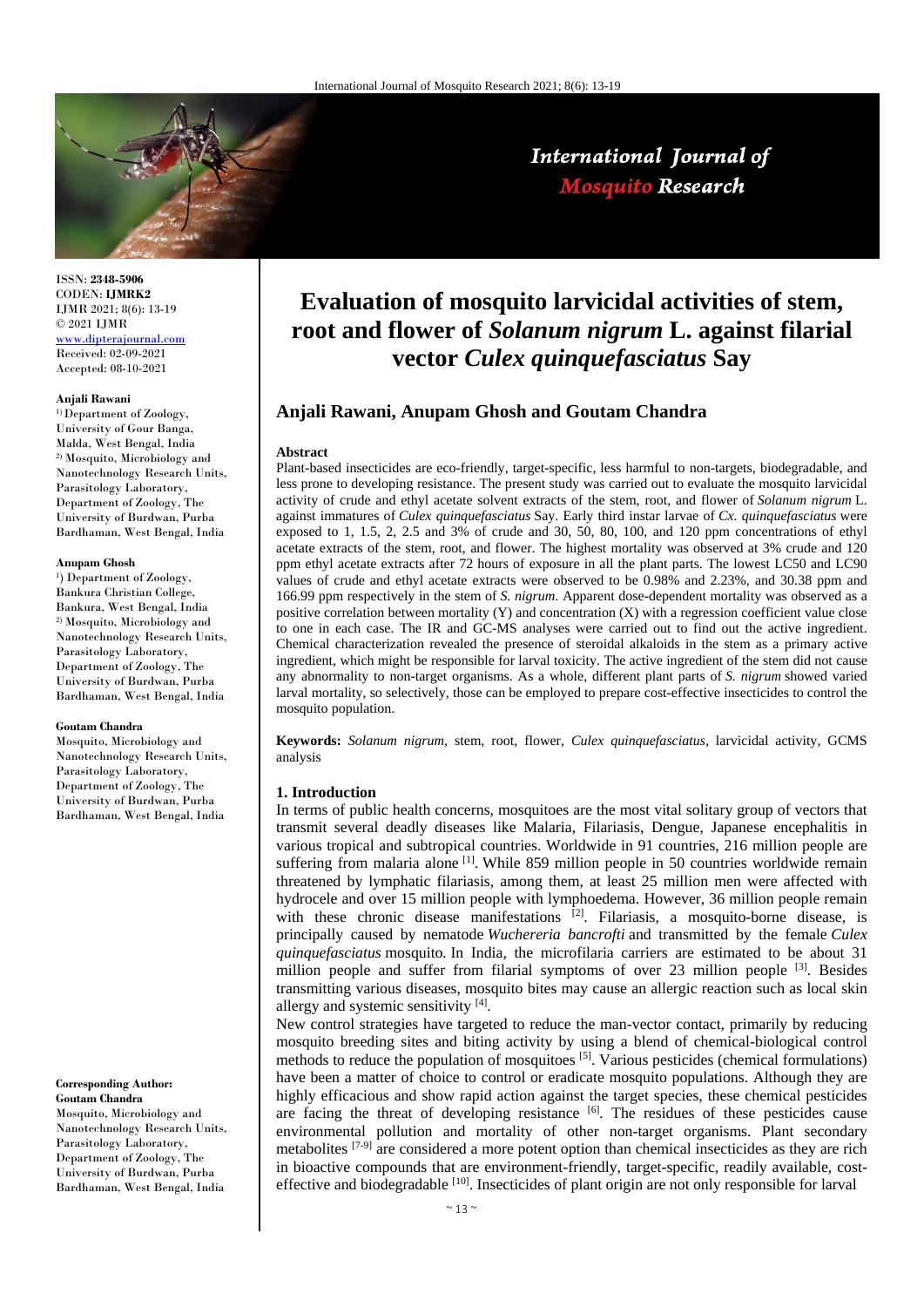ISSN: **2348-5906**
CODEN: **IJMRK2**
IJMR 2021; 8(6): 13-19
© 2021 IJMR
www.dipterajournal.com
Received: 02-09-2021
Accepted: 08-10-2021

**Anjali Rawani**
1) Department of Zoology, University of Gour Banga, Malda, West Bengal, India
2) Mosquito, Microbiology and Nanotechnology Research Units, Parasitology Laboratory, Department of Zoology, The University of Burdwan, Purba Bardhaman, West Bengal, India

**Anupam Ghosh**
1) Department of Zoology, Bankura Christian College, Bankura, West Bengal, India
2) Mosquito, Microbiology and Nanotechnology Research Units, Parasitology Laboratory, Department of Zoology, The University of Burdwan, Purba Bardhaman, West Bengal, India

**Goutam Chandra**
Mosquito, Microbiology and Nanotechnology Research Units, Parasitology Laboratory, Department of Zoology, The University of Burdwan, Purba Bardhaman, West Bengal, India

**Corresponding Author:**
**Goutam Chandra**
Mosquito, Microbiology and Nanotechnology Research Units, Parasitology Laboratory, Department of Zoology, The University of Burdwan, Purba Bardhaman, West Bengal, India

# Evaluation of mosquito larvicidal activities of stem, root and flower of *Solanum nigrum* L. against filarial vector *Culex quinquefasciatus* Say

## Anjali Rawani, Anupam Ghosh and Goutam Chandra

**Abstract**

Plant-based insecticides are eco-friendly, target-specific, less harmful to non-targets, biodegradable, and less prone to developing resistance. The present study was carried out to evaluate the mosquito larvicidal activity of crude and ethyl acetate solvent extracts of the stem, root, and flower of *Solanum nigrum* L. against immatures of *Culex quinquefasciatus* Say. Early third instar larvae of *Cx. quinquefasciatus* were exposed to 1, 1.5, 2, 2.5 and 3% of crude and 30, 50, 80, 100, and 120 ppm concentrations of ethyl acetate extracts of the stem, root, and flower. The highest mortality was observed at 3% crude and 120 ppm ethyl acetate extracts after 72 hours of exposure in all the plant parts. The lowest LC50 and LC90 values of crude and ethyl acetate extracts were observed to be 0.98% and 2.23%, and 30.38 ppm and 166.99 ppm respectively in the stem of *S. nigrum*. Apparent dose-dependent mortality was observed as a positive correlation between mortality (Y) and concentration (X) with a regression coefficient value close to one in each case. The IR and GC-MS analyses were carried out to find out the active ingredient. Chemical characterization revealed the presence of steroidal alkaloids in the stem as a primary active ingredient, which might be responsible for larval toxicity. The active ingredient of the stem did not cause any abnormality to non-target organisms. As a whole, different plant parts of *S. nigrum* showed varied larval mortality, so selectively, those can be employed to prepare cost-effective insecticides to control the mosquito population.

**Keywords:** *Solanum nigrum*, stem, root, flower, *Culex quinquefasciatus*, larvicidal activity, GCMS analysis

### 1. Introduction

In terms of public health concerns, mosquitoes are the most vital solitary group of vectors that transmit several deadly diseases like Malaria, Filariasis, Dengue, Japanese encephalitis in various tropical and subtropical countries. Worldwide in 91 countries, 216 million people are suffering from malaria alone [1]. While 859 million people in 50 countries worldwide remain threatened by lymphatic filariasis, among them, at least 25 million men were affected with hydrocele and over 15 million people with lymphoedema. However, 36 million people remain with these chronic disease manifestations [2]. Filariasis, a mosquito-borne disease, is principally caused by nematode *Wuchereria bancrofti* and transmitted by the female *Culex quinquefasciatus* mosquito. In India, the microfilaria carriers are estimated to be about 31 million people and suffer from filarial symptoms of over 23 million people [3]. Besides transmitting various diseases, mosquito bites may cause an allergic reaction such as local skin allergy and systemic sensitivity [4].

New control strategies have targeted to reduce the man-vector contact, primarily by reducing mosquito breeding sites and biting activity by using a blend of chemical-biological control methods to reduce the population of mosquitoes [5]. Various pesticides (chemical formulations) have been a matter of choice to control or eradicate mosquito populations. Although they are highly efficacious and show rapid action against the target species, these chemical pesticides are facing the threat of developing resistance [6]. The residues of these pesticides cause environmental pollution and mortality of other non-target organisms. Plant secondary metabolites [7-9] are considered a more potent option than chemical insecticides as they are rich in bioactive compounds that are environment-friendly, target-specific, readily available, cost-effective and biodegradable [10]. Insecticides of plant origin are not only responsible for larval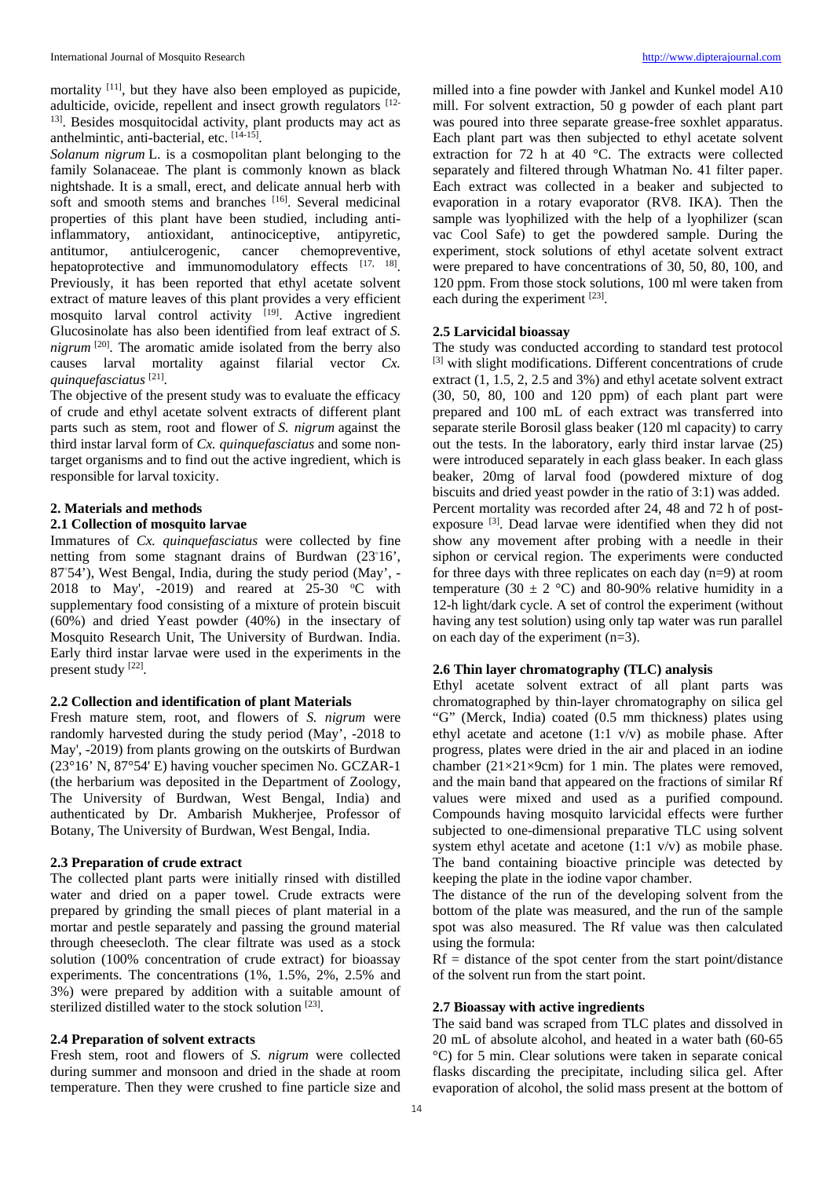mortality [11], but they have also been employed as pupicide, adulticide, ovicide, repellent and insect growth regulators [12-13]. Besides mosquitocidal activity, plant products may act as anthelmintic, anti-bacterial, etc. [14-15].

*Solanum nigrum* L. is a cosmopolitan plant belonging to the family Solanaceae. The plant is commonly known as black nightshade. It is a small, erect, and delicate annual herb with soft and smooth stems and branches [16]. Several medicinal properties of this plant have been studied, including anti-inflammatory, antioxidant, antinociceptive, antipyretic, antitumor, antiulcerogenic, cancer chemopreventive, hepatoprotective and immunomodulatory effects [17, 18]. Previously, it has been reported that ethyl acetate solvent extract of mature leaves of this plant provides a very efficient mosquito larval control activity [19]. Active ingredient Glucosinolate has also been identified from leaf extract of *S. nigrum* [20]. The aromatic amide isolated from the berry also causes larval mortality against filarial vector *Cx. quinquefasciatus* [21].

The objective of the present study was to evaluate the efficacy of crude and ethyl acetate solvent extracts of different plant parts such as stem, root and flower of *S. nigrum* against the third instar larval form of *Cx. quinquefasciatus* and some non-target organisms and to find out the active ingredient, which is responsible for larval toxicity.

## 2. Materials and methods

### 2.1 Collection of mosquito larvae

Immatures of *Cx. quinquefasciatus* were collected by fine netting from some stagnant drains of Burdwan (23°16', 87°54'), West Bengal, India, during the study period (May', -2018 to May', -2019) and reared at 25-30 ºC with supplementary food consisting of a mixture of protein biscuit (60%) and dried Yeast powder (40%) in the insectary of Mosquito Research Unit, The University of Burdwan. India. Early third instar larvae were used in the experiments in the present study [22].

### 2.2 Collection and identification of plant Materials

Fresh mature stem, root, and flowers of *S. nigrum* were randomly harvested during the study period (May', -2018 to May', -2019) from plants growing on the outskirts of Burdwan (23°16' N, 87°54' E) having voucher specimen No. GCZAR-1 (the herbarium was deposited in the Department of Zoology, The University of Burdwan, West Bengal, India) and authenticated by Dr. Ambarish Mukherjee, Professor of Botany, The University of Burdwan, West Bengal, India.

### 2.3 Preparation of crude extract

The collected plant parts were initially rinsed with distilled water and dried on a paper towel. Crude extracts were prepared by grinding the small pieces of plant material in a mortar and pestle separately and passing the ground material through cheesecloth. The clear filtrate was used as a stock solution (100% concentration of crude extract) for bioassay experiments. The concentrations (1%, 1.5%, 2%, 2.5% and 3%) were prepared by addition with a suitable amount of sterilized distilled water to the stock solution [23].

### 2.4 Preparation of solvent extracts

Fresh stem, root and flowers of *S. nigrum* were collected during summer and monsoon and dried in the shade at room temperature. Then they were crushed to fine particle size and milled into a fine powder with Jankel and Kunkel model A10 mill. For solvent extraction, 50 g powder of each plant part was poured into three separate grease-free soxhlet apparatus. Each plant part was then subjected to ethyl acetate solvent extraction for 72 h at 40 °C. The extracts were collected separately and filtered through Whatman No. 41 filter paper. Each extract was collected in a beaker and subjected to evaporation in a rotary evaporator (RV8. IKA). Then the sample was lyophilized with the help of a lyophilizer (scan vac Cool Safe) to get the powdered sample. During the experiment, stock solutions of ethyl acetate solvent extract were prepared to have concentrations of 30, 50, 80, 100, and 120 ppm. From those stock solutions, 100 ml were taken from each during the experiment [23].

### 2.5 Larvicidal bioassay

The study was conducted according to standard test protocol [3] with slight modifications. Different concentrations of crude extract (1, 1.5, 2, 2.5 and 3%) and ethyl acetate solvent extract (30, 50, 80, 100 and 120 ppm) of each plant part were prepared and 100 mL of each extract was transferred into separate sterile Borosil glass beaker (120 ml capacity) to carry out the tests. In the laboratory, early third instar larvae (25) were introduced separately in each glass beaker. In each glass beaker, 20mg of larval food (powdered mixture of dog biscuits and dried yeast powder in the ratio of 3:1) was added. Percent mortality was recorded after 24, 48 and 72 h of post-exposure [3]. Dead larvae were identified when they did not show any movement after probing with a needle in their siphon or cervical region. The experiments were conducted for three days with three replicates on each day (n=9) at room temperature (30 ± 2 °C) and 80-90% relative humidity in a 12-h light/dark cycle. A set of control the experiment (without having any test solution) using only tap water was run parallel on each day of the experiment (n=3).

### 2.6 Thin layer chromatography (TLC) analysis

Ethyl acetate solvent extract of all plant parts was chromatographed by thin-layer chromatography on silica gel "G" (Merck, India) coated (0.5 mm thickness) plates using ethyl acetate and acetone (1:1 v/v) as mobile phase. After progress, plates were dried in the air and placed in an iodine chamber (21×21×9cm) for 1 min. The plates were removed, and the main band that appeared on the fractions of similar Rf values were mixed and used as a purified compound. Compounds having mosquito larvicidal effects were further subjected to one-dimensional preparative TLC using solvent system ethyl acetate and acetone (1:1 v/v) as mobile phase. The band containing bioactive principle was detected by keeping the plate in the iodine vapor chamber.

The distance of the run of the developing solvent from the bottom of the plate was measured, and the run of the sample spot was also measured. The Rf value was then calculated using the formula:

Rf = distance of the spot center from the start point/distance of the solvent run from the start point.

### 2.7 Bioassay with active ingredients

The said band was scraped from TLC plates and dissolved in 20 mL of absolute alcohol, and heated in a water bath (60-65 °C) for 5 min. Clear solutions were taken in separate conical flasks discarding the precipitate, including silica gel. After evaporation of alcohol, the solid mass present at the bottom of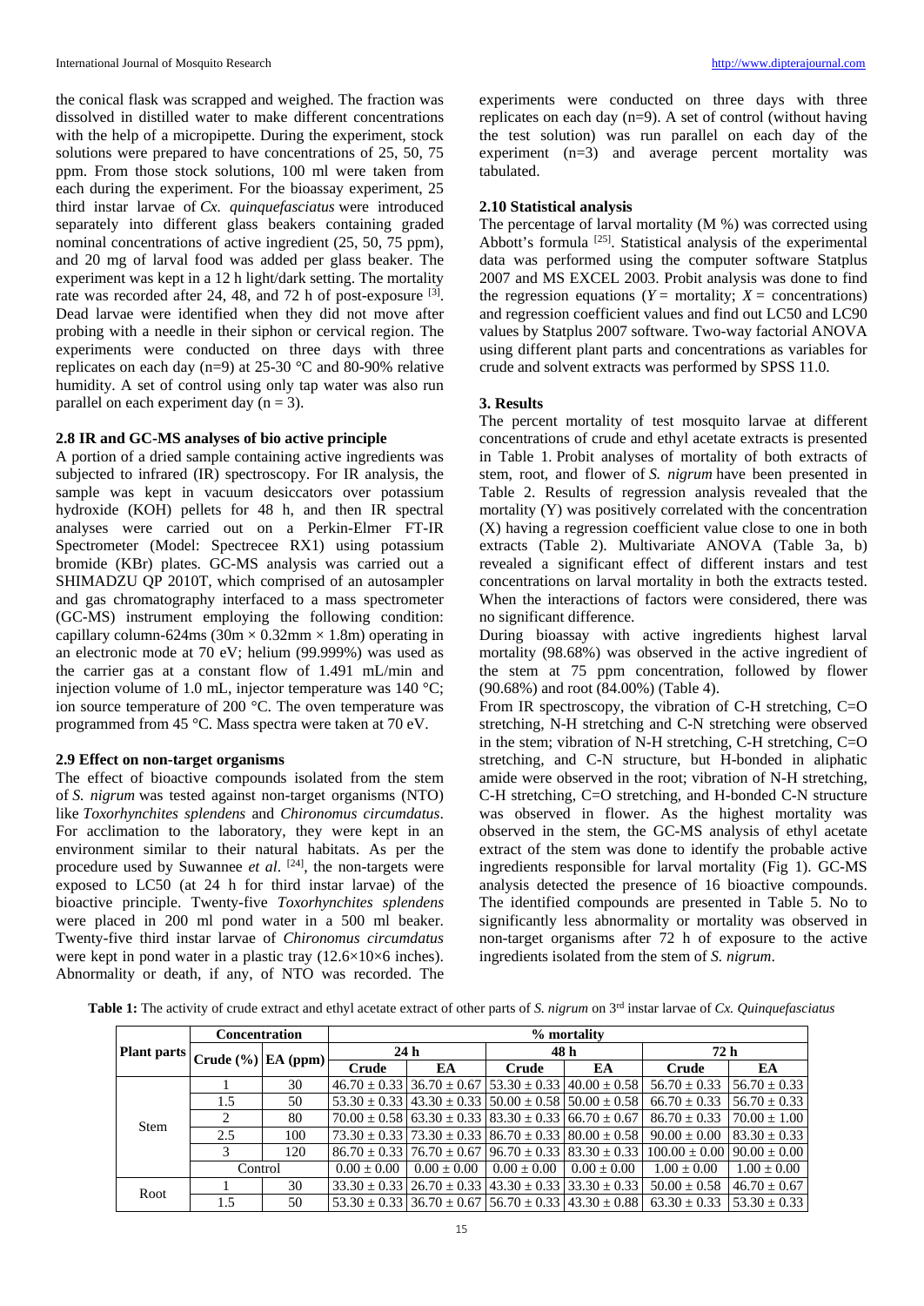the conical flask was scrapped and weighed. The fraction was dissolved in distilled water to make different concentrations with the help of a micropipette. During the experiment, stock solutions were prepared to have concentrations of 25, 50, 75 ppm. From those stock solutions, 100 ml were taken from each during the experiment. For the bioassay experiment, 25 third instar larvae of *Cx. quinquefasciatus* were introduced separately into different glass beakers containing graded nominal concentrations of active ingredient (25, 50, 75 ppm), and 20 mg of larval food was added per glass beaker. The experiment was kept in a 12 h light/dark setting. The mortality rate was recorded after 24, 48, and 72 h of post-exposure [3]. Dead larvae were identified when they did not move after probing with a needle in their siphon or cervical region. The experiments were conducted on three days with three replicates on each day (n=9) at 25-30 °C and 80-90% relative humidity. A set of control using only tap water was also run parallel on each experiment day (n = 3).

### 2.8 IR and GC-MS analyses of bio active principle

A portion of a dried sample containing active ingredients was subjected to infrared (IR) spectroscopy. For IR analysis, the sample was kept in vacuum desiccators over potassium hydroxide (KOH) pellets for 48 h, and then IR spectral analyses were carried out on a Perkin-Elmer FT-IR Spectrometer (Model: Spectrecee RX1) using potassium bromide (KBr) plates. GC-MS analysis was carried out a SHIMADZU QP 2010T, which comprised of an autosampler and gas chromatography interfaced to a mass spectrometer (GC-MS) instrument employing the following condition: capillary column-624ms (30m × 0.32mm × 1.8m) operating in an electronic mode at 70 eV; helium (99.999%) was used as the carrier gas at a constant flow of 1.491 mL/min and injection volume of 1.0 mL, injector temperature was 140 °C; ion source temperature of 200 °C. The oven temperature was programmed from 45 °C. Mass spectra were taken at 70 eV.

### 2.9 Effect on non-target organisms

The effect of bioactive compounds isolated from the stem of *S. nigrum* was tested against non-target organisms (NTO) like *Toxorhynchites splendens* and *Chironomus circumdatus*. For acclimation to the laboratory, they were kept in an environment similar to their natural habitats. As per the procedure used by Suwannee *et al*. [24], the non-targets were exposed to LC50 (at 24 h for third instar larvae) of the bioactive principle. Twenty-five *Toxorhynchites splendens* were placed in 200 ml pond water in a 500 ml beaker. Twenty-five third instar larvae of *Chironomus circumdatus* were kept in pond water in a plastic tray (12.6×10×6 inches). Abnormality or death, if any, of NTO was recorded. The experiments were conducted on three days with three replicates on each day (n=9). A set of control (without having the test solution) was run parallel on each day of the experiment (n=3) and average percent mortality was tabulated.

### 2.10 Statistical analysis

The percentage of larval mortality (M %) was corrected using Abbott's formula [25]. Statistical analysis of the experimental data was performed using the computer software Statplus 2007 and MS EXCEL 2003. Probit analysis was done to find the regression equations ($Y$ = mortality; $X$ = concentrations) and regression coefficient values and find out LC50 and LC90 values by Statplus 2007 software. Two-way factorial ANOVA using different plant parts and concentrations as variables for crude and solvent extracts was performed by SPSS 11.0.

## 3. Results

The percent mortality of test mosquito larvae at different concentrations of crude and ethyl acetate extracts is presented in Table 1. Probit analyses of mortality of both extracts of stem, root, and flower of *S. nigrum* have been presented in Table 2. Results of regression analysis revealed that the mortality (Y) was positively correlated with the concentration (X) having a regression coefficient value close to one in both extracts (Table 2). Multivariate ANOVA (Table 3a, b) revealed a significant effect of different instars and test concentrations on larval mortality in both the extracts tested. When the interactions of factors were considered, there was no significant difference.

During bioassay with active ingredients highest larval mortality (98.68%) was observed in the active ingredient of the stem at 75 ppm concentration, followed by flower (90.68%) and root (84.00%) (Table 4).

From IR spectroscopy, the vibration of C-H stretching, C=O stretching, N-H stretching and C-N stretching were observed in the stem; vibration of N-H stretching, C-H stretching, C=O stretching, and C-N structure, but H-bonded in aliphatic amide were observed in the root; vibration of N-H stretching, C-H stretching, C=O stretching, and H-bonded C-N structure was observed in flower. As the highest mortality was observed in the stem, the GC-MS analysis of ethyl acetate extract of the stem was done to identify the probable active ingredients responsible for larval mortality (Fig 1). GC-MS analysis detected the presence of 16 bioactive compounds. The identified compounds are presented in Table 5. No to significantly less abnormality or mortality was observed in non-target organisms after 72 h of exposure to the active ingredients isolated from the stem of *S. nigrum*.

**Table 1:** The activity of crude extract and ethyl acetate extract of other parts of *S. nigrum* on 3rd instar larvae of *Cx. Quinquefasciatus*

| Plant parts | Concentration | | % mortality | | | | | |
|---|---|---|---|---|---|---|---|---|
| | Crude (%) | EA (ppm) | 24 h | | 48 h | | 72 h | |
| | | | Crude | EA | Crude | EA | Crude | EA |
| Stem | 1 | 30 | 46.70 ± 0.33 | 36.70 ± 0.67 | 53.30 ± 0.33 | 40.00 ± 0.58 | 56.70 ± 0.33 | 56.70 ± 0.33 |
| | 1.5 | 50 | 53.30 ± 0.33 | 43.30 ± 0.33 | 50.00 ± 0.58 | 50.00 ± 0.58 | 66.70 ± 0.33 | 56.70 ± 0.33 |
| | 2 | 80 | 70.00 ± 0.58 | 63.30 ± 0.33 | 83.30 ± 0.33 | 66.70 ± 0.67 | 86.70 ± 0.33 | 70.00 ± 1.00 |
| | 2.5 | 100 | 73.30 ± 0.33 | 73.30 ± 0.33 | 86.70 ± 0.33 | 80.00 ± 0.58 | 90.00 ± 0.00 | 83.30 ± 0.33 |
| | 3 | 120 | 86.70 ± 0.33 | 76.70 ± 0.67 | 96.70 ± 0.33 | 83.30 ± 0.33 | 100.00 ± 0.00 | 90.00 ± 0.00 |
| | Control | | 0.00 ± 0.00 | 0.00 ± 0.00 | 0.00 ± 0.00 | 0.00 ± 0.00 | 1.00 ± 0.00 | 1.00 ± 0.00 |
| Root | 1 | 30 | 33.30 ± 0.33 | 26.70 ± 0.33 | 43.30 ± 0.33 | 33.30 ± 0.33 | 50.00 ± 0.58 | 46.70 ± 0.67 |
| | 1.5 | 50 | 53.30 ± 0.33 | 36.70 ± 0.67 | 56.70 ± 0.33 | 43.30 ± 0.88 | 63.30 ± 0.33 | 53.30 ± 0.33 |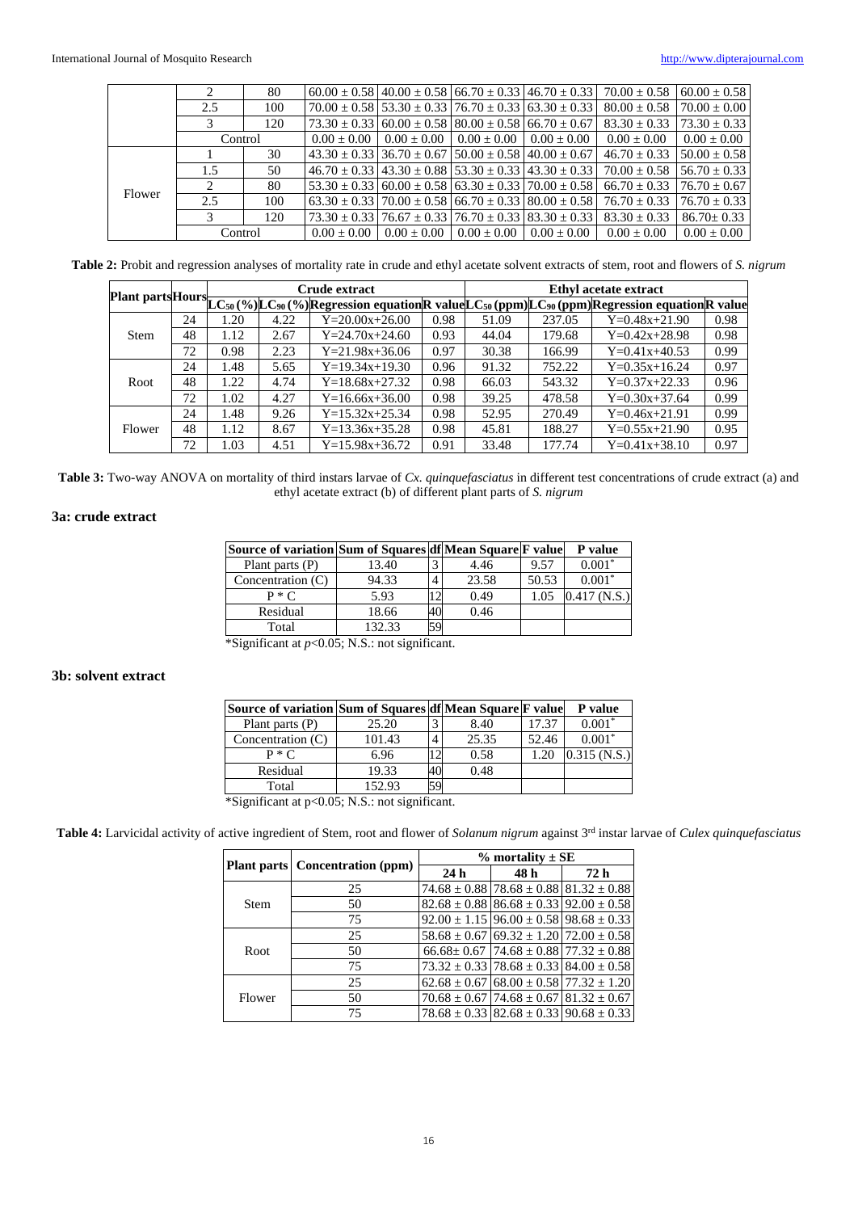| | 2 | 80 | 60.00 ± 0.58 | 40.00 ± 0.58 | 66.70 ± 0.33 | 46.70 ± 0.33 | 70.00 ± 0.58 | 60.00 ± 0.58 |
|---|---|---|---|---|---|---|---|---|
| | 2.5 | 100 | 70.00 ± 0.58 | 53.30 ± 0.33 | 76.70 ± 0.33 | 63.30 ± 0.33 | 80.00 ± 0.58 | 70.00 ± 0.00 |
| | 3 | 120 | 73.30 ± 0.33 | 60.00 ± 0.58 | 80.00 ± 0.58 | 66.70 ± 0.67 | 83.30 ± 0.33 | 73.30 ± 0.33 |
| | Control | | 0.00 ± 0.00 | 0.00 ± 0.00 | 0.00 ± 0.00 | 0.00 ± 0.00 | 0.00 ± 0.00 | 0.00 ± 0.00 |
| Flower | 1 | 30 | 43.30 ± 0.33 | 36.70 ± 0.67 | 50.00 ± 0.58 | 40.00 ± 0.67 | 46.70 ± 0.33 | 50.00 ± 0.58 |
| | 1.5 | 50 | 46.70 ± 0.33 | 43.30 ± 0.88 | 53.30 ± 0.33 | 43.30 ± 0.33 | 70.00 ± 0.58 | 56.70 ± 0.33 |
| | 2 | 80 | 53.30 ± 0.33 | 60.00 ± 0.58 | 63.30 ± 0.33 | 70.00 ± 0.58 | 66.70 ± 0.33 | 76.70 ± 0.67 |
| | 2.5 | 100 | 63.30 ± 0.33 | 70.00 ± 0.58 | 66.70 ± 0.33 | 80.00 ± 0.58 | 76.70 ± 0.33 | 76.70 ± 0.33 |
| | 3 | 120 | 73.30 ± 0.33 | 76.67 ± 0.33 | 76.70 ± 0.33 | 83.30 ± 0.33 | 83.30 ± 0.33 | 86.70± 0.33 |
| | Control | | 0.00 ± 0.00 | 0.00 ± 0.00 | 0.00 ± 0.00 | 0.00 ± 0.00 | 0.00 ± 0.00 | 0.00 ± 0.00 |

**Table 2:** Probit and regression analyses of mortality rate in crude and ethyl acetate solvent extracts of stem, root and flowers of *S. nigrum*

| Plant parts | Hours | Crude extract | | | | Ethyl acetate extract | | | |
|---|---|---|---|---|---|---|---|---|---|
| | | $LC_{50}$ (%) | $LC_{90}$ (%) | Regression equation | R value | $LC_{50}$ (ppm) | $LC_{90}$ (ppm) | Regression equation | R value |
| Stem | 24 | 1.20 | 4.22 | Y=20.00x+26.00 | 0.98 | 51.09 | 237.05 | Y=0.48x+21.90 | 0.98 |
| | 48 | 1.12 | 2.67 | Y=24.70x+24.60 | 0.93 | 44.04 | 179.68 | Y=0.42x+28.98 | 0.98 |
| | 72 | 0.98 | 2.23 | Y=21.98x+36.06 | 0.97 | 30.38 | 166.99 | Y=0.41x+40.53 | 0.99 |
| Root | 24 | 1.48 | 5.65 | Y=19.34x+19.30 | 0.96 | 91.32 | 752.22 | Y=0.35x+16.24 | 0.97 |
| | 48 | 1.22 | 4.74 | Y=18.68x+27.32 | 0.98 | 66.03 | 543.32 | Y=0.37x+22.33 | 0.96 |
| | 72 | 1.02 | 4.27 | Y=16.66x+36.00 | 0.98 | 39.25 | 478.58 | Y=0.30x+37.64 | 0.99 |
| Flower | 24 | 1.48 | 9.26 | Y=15.32x+25.34 | 0.98 | 52.95 | 270.49 | Y=0.46x+21.91 | 0.99 |
| | 48 | 1.12 | 8.67 | Y=13.36x+35.28 | 0.98 | 45.81 | 188.27 | Y=0.55x+21.90 | 0.95 |
| | 72 | 1.03 | 4.51 | Y=15.98x+36.72 | 0.91 | 33.48 | 177.74 | Y=0.41x+38.10 | 0.97 |

**Table 3:** Two-way ANOVA on mortality of third instars larvae of *Cx. quinquefasciatus* in different test concentrations of crude extract (a) and ethyl acetate extract (b) of different plant parts of *S. nigrum*

### 3a: crude extract

| Source of variation | Sum of Squares | df | Mean Square | F value | P value |
|---|---|---|---|---|---|
| Plant parts (P) | 13.40 | 3 | 4.46 | 9.57 | 0.001* |
| Concentration (C) | 94.33 | 4 | 23.58 | 50.53 | 0.001* |
| P * C | 5.93 | 12 | 0.49 | 1.05 | 0.417 (N.S.) |
| Residual | 18.66 | 40 | 0.46 | | |
| Total | 132.33 | 59 | | | |

*Significant at $p<0.05$; N.S.: not significant.

### 3b: solvent extract

| Source of variation | Sum of Squares | df | Mean Square | F value | P value |
|---|---|---|---|---|---|
| Plant parts (P) | 25.20 | 3 | 8.40 | 17.37 | 0.001* |
| Concentration (C) | 101.43 | 4 | 25.35 | 52.46 | 0.001* |
| P * C | 6.96 | 12 | 0.58 | 1.20 | 0.315 (N.S.) |
| Residual | 19.33 | 40 | 0.48 | | |
| Total | 152.93 | 59 | | | |

*Significant at $p<0.05$; N.S.: not significant.

**Table 4:** Larvicidal activity of active ingredient of Stem, root and flower of *Solanum nigrum* against 3rd instar larvae of *Culex quinquefasciatus*

| Plant parts | Concentration (ppm) | % mortality ± SE | | |
|---|---|---|---|---|
| | | 24 h | 48 h | 72 h |
| Stem | 25 | 74.68 ± 0.88 | 78.68 ± 0.88 | 81.32 ± 0.88 |
| | 50 | 82.68 ± 0.88 | 86.68 ± 0.33 | 92.00 ± 0.58 |
| | 75 | 92.00 ± 1.15 | 96.00 ± 0.58 | 98.68 ± 0.33 |
| Root | 25 | 58.68 ± 0.67 | 69.32 ± 1.20 | 72.00 ± 0.58 |
| | 50 | 66.68± 0.67 | 74.68 ± 0.88 | 77.32 ± 0.88 |
| | 75 | 73.32 ± 0.33 | 78.68 ± 0.33 | 84.00 ± 0.58 |
| Flower | 25 | 62.68 ± 0.67 | 68.00 ± 0.58 | 77.32 ± 1.20 |
| | 50 | 70.68 ± 0.67 | 74.68 ± 0.67 | 81.32 ± 0.67 |
| | 75 | 78.68 ± 0.33 | 82.68 ± 0.33 | 90.68 ± 0.33 |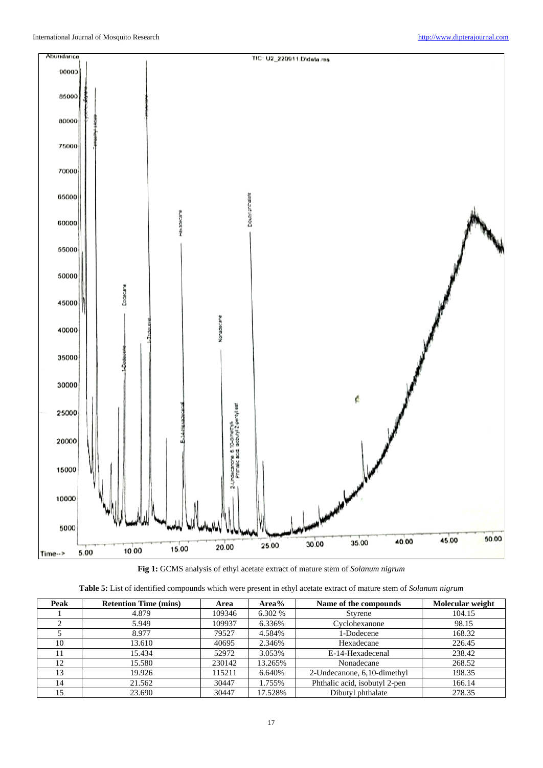**Fig 1:** GCMS analysis of ethyl acetate extract of mature stem of *Solanum nigrum*

**Table 5:** List of identified compounds which were present in ethyl acetate extract of mature stem of *Solanum nigrum*

| Peak | Retention Time (mins) | Area | Area% | Name of the compounds | Molecular weight |
|---|---|---|---|---|---|
| 1 | 4.879 | 109346 | 6.302 % | Styrene | 104.15 |
| 2 | 5.949 | 109937 | 6.336% | Cyclohexanone | 98.15 |
| 5 | 8.977 | 79527 | 4.584% | 1-Dodecene | 168.32 |
| 10 | 13.610 | 40695 | 2.346% | Hexadecane | 226.45 |
| 11 | 15.434 | 52972 | 3.053% | E-14-Hexadecenal | 238.42 |
| 12 | 15.580 | 230142 | 13.265% | Nonadecane | 268.52 |
| 13 | 19.926 | 115211 | 6.640% | 2-Undecanone, 6,10-dimethyl | 198.35 |
| 14 | 21.562 | 30447 | 1.755% | Phthalic acid, isobutyl 2-pen | 166.14 |
| 15 | 23.690 | 30447 | 17.528% | Dibutyl phthalate | 278.35 |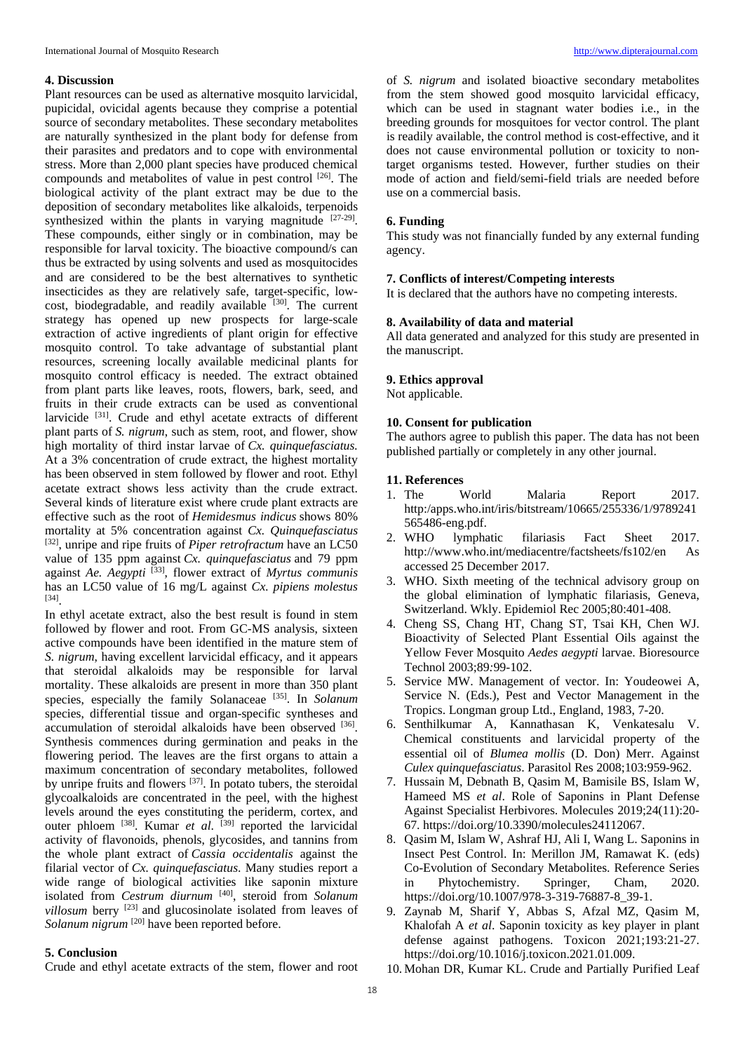## 4. Discussion

Plant resources can be used as alternative mosquito larvicidal, pupicidal, ovicidal agents because they comprise a potential source of secondary metabolites. These secondary metabolites are naturally synthesized in the plant body for defense from their parasites and predators and to cope with environmental stress. More than 2,000 plant species have produced chemical compounds and metabolites of value in pest control [26]. The biological activity of the plant extract may be due to the deposition of secondary metabolites like alkaloids, terpenoids synthesized within the plants in varying magnitude [27-29]. These compounds, either singly or in combination, may be responsible for larval toxicity. The bioactive compound/s can thus be extracted by using solvents and used as mosquitocides and are considered to be the best alternatives to synthetic insecticides as they are relatively safe, target-specific, low-cost, biodegradable, and readily available [30]. The current strategy has opened up new prospects for large-scale extraction of active ingredients of plant origin for effective mosquito control. To take advantage of substantial plant resources, screening locally available medicinal plants for mosquito control efficacy is needed. The extract obtained from plant parts like leaves, roots, flowers, bark, seed, and fruits in their crude extracts can be used as conventional larvicide [31]. Crude and ethyl acetate extracts of different plant parts of *S. nigrum*, such as stem, root, and flower, show high mortality of third instar larvae of *Cx. quinquefasciatus*. At a 3% concentration of crude extract, the highest mortality has been observed in stem followed by flower and root. Ethyl acetate extract shows less activity than the crude extract. Several kinds of literature exist where crude plant extracts are effective such as the root of *Hemidesmus indicus* shows 80% mortality at 5% concentration against *Cx. Quinquefasciatus* [32], unripe and ripe fruits of *Piper retrofractum* have an LC50 value of 135 ppm against *Cx. quinquefasciatus* and 79 ppm against *Ae. Aegypti* [33], flower extract of *Myrtus communis* has an LC50 value of 16 mg/L against *Cx. pipiens molestus* [34].

In ethyl acetate extract, also the best result is found in stem followed by flower and root. From GC-MS analysis, sixteen active compounds have been identified in the mature stem of *S. nigrum*, having excellent larvicidal efficacy, and it appears that steroidal alkaloids may be responsible for larval mortality. These alkaloids are present in more than 350 plant species, especially the family Solanaceae [35]. In *Solanum* species, differential tissue and organ-specific syntheses and accumulation of steroidal alkaloids have been observed [36]. Synthesis commences during germination and peaks in the flowering period. The leaves are the first organs to attain a maximum concentration of secondary metabolites, followed by unripe fruits and flowers [37]. In potato tubers, the steroidal glycoalkaloids are concentrated in the peel, with the highest levels around the eyes constituting the periderm, cortex, and outer phloem [38]. Kumar *et al.* [39] reported the larvicidal activity of flavonoids, phenols, glycosides, and tannins from the whole plant extract of *Cassia occidentalis* against the filarial vector of *Cx. quinquefasciatus*. Many studies report a wide range of biological activities like saponin mixture isolated from *Cestrum diurnum* [40], steroid from *Solanum villosum* berry [23] and glucosinolate isolated from leaves of *Solanum nigrum* [20] have been reported before.

## 5. Conclusion

Crude and ethyl acetate extracts of the stem, flower and root of *S. nigrum* and isolated bioactive secondary metabolites from the stem showed good mosquito larvicidal efficacy, which can be used in stagnant water bodies i.e., in the breeding grounds for mosquitoes for vector control. The plant is readily available, the control method is cost-effective, and it does not cause environmental pollution or toxicity to non-target organisms tested. However, further studies on their mode of action and field/semi-field trials are needed before use on a commercial basis.

## 6. Funding

This study was not financially funded by any external funding agency.

## 7. Conflicts of interest/Competing interests

It is declared that the authors have no competing interests.

## 8. Availability of data and material

All data generated and analyzed for this study are presented in the manuscript.

## 9. Ethics approval

Not applicable.

## 10. Consent for publication

The authors agree to publish this paper. The data has not been published partially or completely in any other journal.

## 11. References

1. The World Malaria Report 2017. http:/apps.who.int/iris/bitstream/10665/255336/1/9789241565486-eng.pdf.
2. WHO lymphatic filariasis Fact Sheet 2017. http://www.who.int/mediacentre/factsheets/fs102/en As accessed 25 December 2017.
3. WHO. Sixth meeting of the technical advisory group on the global elimination of lymphatic filariasis, Geneva, Switzerland. Wkly. Epidemiol Rec 2005;80:401-408.
4. Cheng SS, Chang HT, Chang ST, Tsai KH, Chen WJ. Bioactivity of Selected Plant Essential Oils against the Yellow Fever Mosquito *Aedes aegypti* larvae. Bioresource Technol 2003;89:99-102.
5. Service MW. Management of vector. In: Youdeowei A, Service N. (Eds.), Pest and Vector Management in the Tropics. Longman group Ltd., England, 1983, 7-20.
6. Senthilkumar A, Kannathasan K, Venkatesalu V. Chemical constituents and larvicidal property of the essential oil of *Blumea mollis* (D. Don) Merr. Against *Culex quinquefasciatus*. Parasitol Res 2008;103:959-962.
7. Hussain M, Debnath B, Qasim M, Bamisile BS, Islam W, Hameed MS *et al*. Role of Saponins in Plant Defense Against Specialist Herbivores. Molecules 2019;24(11):20-67. https://doi.org/10.3390/molecules24112067.
8. Qasim M, Islam W, Ashraf HJ, Ali I, Wang L. Saponins in Insect Pest Control. In: Merillon JM, Ramawat K. (eds) Co-Evolution of Secondary Metabolites. Reference Series in Phytochemistry. Springer, Cham, 2020. https://doi.org/10.1007/978-3-319-76887-8_39-1.
9. Zaynab M, Sharif Y, Abbas S, Afzal MZ, Qasim M, Khalofah A *et al*. Saponin toxicity as key player in plant defense against pathogens. Toxicon 2021;193:21-27. https://doi.org/10.1016/j.toxicon.2021.01.009.
10. Mohan DR, Kumar KL. Crude and Partially Purified Leaf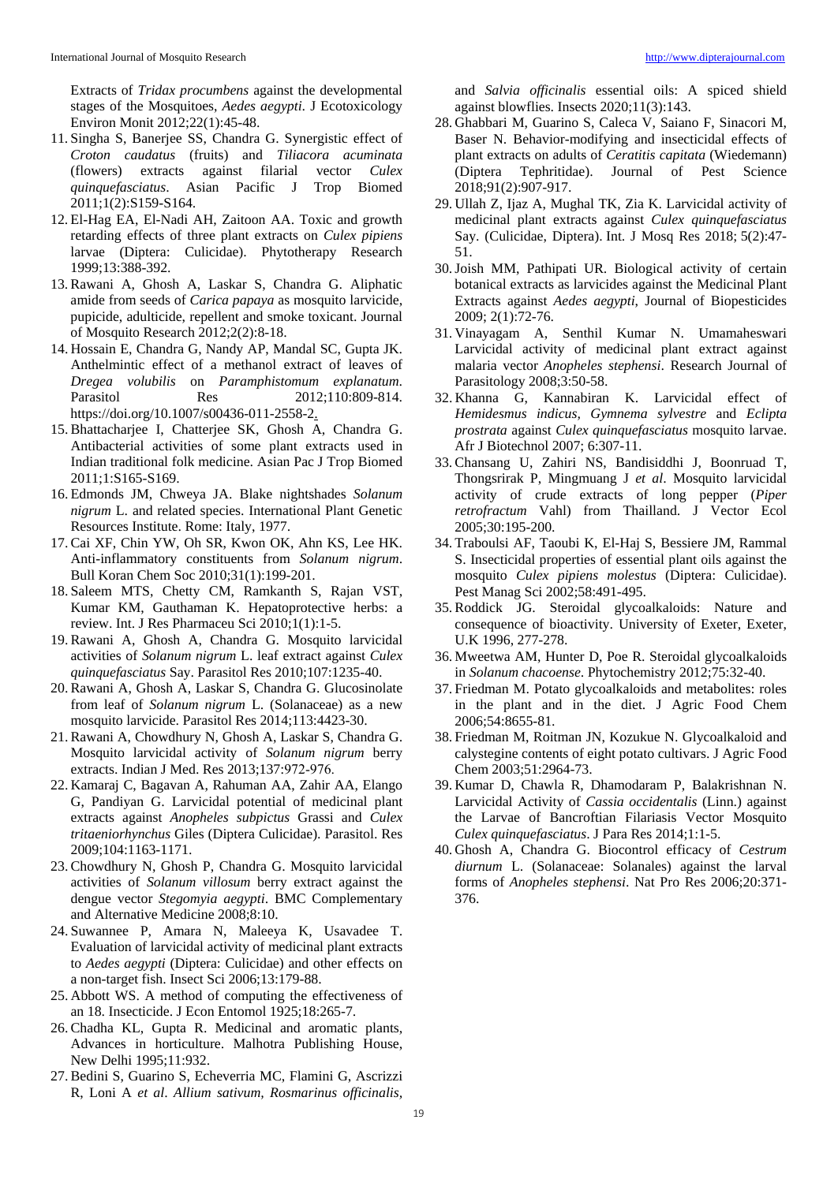Extracts of *Tridax procumbens* against the developmental stages of the Mosquitoes, *Aedes aegypti*. J Ecotoxicology Environ Monit 2012;22(1):45-48.

11. Singha S, Banerjee SS, Chandra G. Synergistic effect of *Croton caudatus* (fruits) and *Tiliacora acuminata* (flowers) extracts against filarial vector *Culex quinquefasciatus*. Asian Pacific J Trop Biomed 2011;1(2):S159-S164.
12. El-Hag EA, El-Nadi AH, Zaitoon AA. Toxic and growth retarding effects of three plant extracts on *Culex pipiens* larvae (Diptera: Culicidae). Phytotherapy Research 1999;13:388-392.
13. Rawani A, Ghosh A, Laskar S, Chandra G. Aliphatic amide from seeds of *Carica papaya* as mosquito larvicide, pupicide, adulticide, repellent and smoke toxicant. Journal of Mosquito Research 2012;2(2):8-18.
14. Hossain E, Chandra G, Nandy AP, Mandal SC, Gupta JK. Anthelmintic effect of a methanol extract of leaves of *Dregea volubilis* on *Paramphistomum explanatum*. Parasitol Res 2012;110:809-814. https://doi.org/10.1007/s00436-011-2558-2.
15. Bhattacharjee I, Chatterjee SK, Ghosh A, Chandra G. Antibacterial activities of some plant extracts used in Indian traditional folk medicine. Asian Pac J Trop Biomed 2011;1:S165-S169.
16. Edmonds JM, Chweya JA. Blake nightshades *Solanum nigrum* L. and related species. International Plant Genetic Resources Institute. Rome: Italy, 1977.
17. Cai XF, Chin YW, Oh SR, Kwon OK, Ahn KS, Lee HK. Anti-inflammatory constituents from *Solanum nigrum*. Bull Koran Chem Soc 2010;31(1):199-201.
18. Saleem MTS, Chetty CM, Ramkanth S, Rajan VST, Kumar KM, Gauthaman K. Hepatoprotective herbs: a review. Int. J Res Pharmaceu Sci 2010;1(1):1-5.
19. Rawani A, Ghosh A, Chandra G. Mosquito larvicidal activities of *Solanum nigrum* L. leaf extract against *Culex quinquefasciatus* Say. Parasitol Res 2010;107:1235-40.
20. Rawani A, Ghosh A, Laskar S, Chandra G. Glucosinolate from leaf of *Solanum nigrum* L. (Solanaceae) as a new mosquito larvicide. Parasitol Res 2014;113:4423-30.
21. Rawani A, Chowdhury N, Ghosh A, Laskar S, Chandra G. Mosquito larvicidal activity of *Solanum nigrum* berry extracts. Indian J Med. Res 2013;137:972-976.
22. Kamaraj C, Bagavan A, Rahuman AA, Zahir AA, Elango G, Pandiyan G. Larvicidal potential of medicinal plant extracts against *Anopheles subpictus* Grassi and *Culex tritaeniorhynchus* Giles (Diptera Culicidae). Parasitol. Res 2009;104:1163-1171.
23. Chowdhury N, Ghosh P, Chandra G. Mosquito larvicidal activities of *Solanum villosum* berry extract against the dengue vector *Stegomyia aegypti*. BMC Complementary and Alternative Medicine 2008;8:10.
24. Suwannee P, Amara N, Maleeya K, Usavadee T. Evaluation of larvicidal activity of medicinal plant extracts to *Aedes aegypti* (Diptera: Culicidae) and other effects on a non-target fish. Insect Sci 2006;13:179-88.
25. Abbott WS. A method of computing the effectiveness of an 18. Insecticide. J Econ Entomol 1925;18:265-7.
26. Chadha KL, Gupta R. Medicinal and aromatic plants, Advances in horticulture. Malhotra Publishing House, New Delhi 1995;11:932.
27. Bedini S, Guarino S, Echeverria MC, Flamini G, Ascrizzi R, Loni A *et al*. *Allium sativum, Rosmarinus officinalis,* and *Salvia officinalis* essential oils: A spiced shield against blowflies. Insects 2020;11(3):143.
28. Ghabbari M, Guarino S, Caleca V, Saiano F, Sinacori M, Baser N. Behavior-modifying and insecticidal effects of plant extracts on adults of *Ceratitis capitata* (Wiedemann) (Diptera Tephritidae). Journal of Pest Science 2018;91(2):907-917.
29. Ullah Z, Ijaz A, Mughal TK, Zia K. Larvicidal activity of medicinal plant extracts against *Culex quinquefasciatus* Say. (Culicidae, Diptera). Int. J Mosq Res 2018; 5(2):47-51.
30. Joish MM, Pathipati UR. Biological activity of certain botanical extracts as larvicides against the Medicinal Plant Extracts against *Aedes aegypti*, Journal of Biopesticides 2009; 2(1):72-76.
31. Vinayagam A, Senthil Kumar N. Umamaheswari Larvicidal activity of medicinal plant extract against malaria vector *Anopheles stephensi*. Research Journal of Parasitology 2008;3:50-58.
32. Khanna G, Kannabiran K. Larvicidal effect of *Hemidesmus indicus, Gymnema sylvestre* and *Eclipta prostrata* against *Culex quinquefasciatus* mosquito larvae. Afr J Biotechnol 2007; 6:307-11.
33. Chansang U, Zahiri NS, Bandisiddhi J, Boonruad T, Thongsrirak P, Mingmuang J *et al*. Mosquito larvicidal activity of crude extracts of long pepper (*Piper retrofractum* Vahl) from Thailland. J Vector Ecol 2005;30:195-200.
34. Traboulsi AF, Taoubi K, El-Haj S, Bessiere JM, Rammal S. Insecticidal properties of essential plant oils against the mosquito *Culex pipiens molestus* (Diptera: Culicidae). Pest Manag Sci 2002;58:491-495.
35. Roddick JG. Steroidal glycoalkaloids: Nature and consequence of bioactivity. University of Exeter, Exeter, U.K 1996, 277-278.
36. Mweetwa AM, Hunter D, Poe R. Steroidal glycoalkaloids in *Solanum chacoense*. Phytochemistry 2012;75:32-40.
37. Friedman M. Potato glycoalkaloids and metabolites: roles in the plant and in the diet. J Agric Food Chem 2006;54:8655-81.
38. Friedman M, Roitman JN, Kozukue N. Glycoalkaloid and calystegine contents of eight potato cultivars. J Agric Food Chem 2003;51:2964-73.
39. Kumar D, Chawla R, Dhamodaram P, Balakrishnan N. Larvicidal Activity of *Cassia occidentalis* (Linn.) against the Larvae of Bancroftian Filariasis Vector Mosquito *Culex quinquefasciatus*. J Para Res 2014;1:1-5.
40. Ghosh A, Chandra G. Biocontrol efficacy of *Cestrum diurnum* L. (Solanaceae: Solanales) against the larval forms of *Anopheles stephensi*. Nat Pro Res 2006;20:371-376.